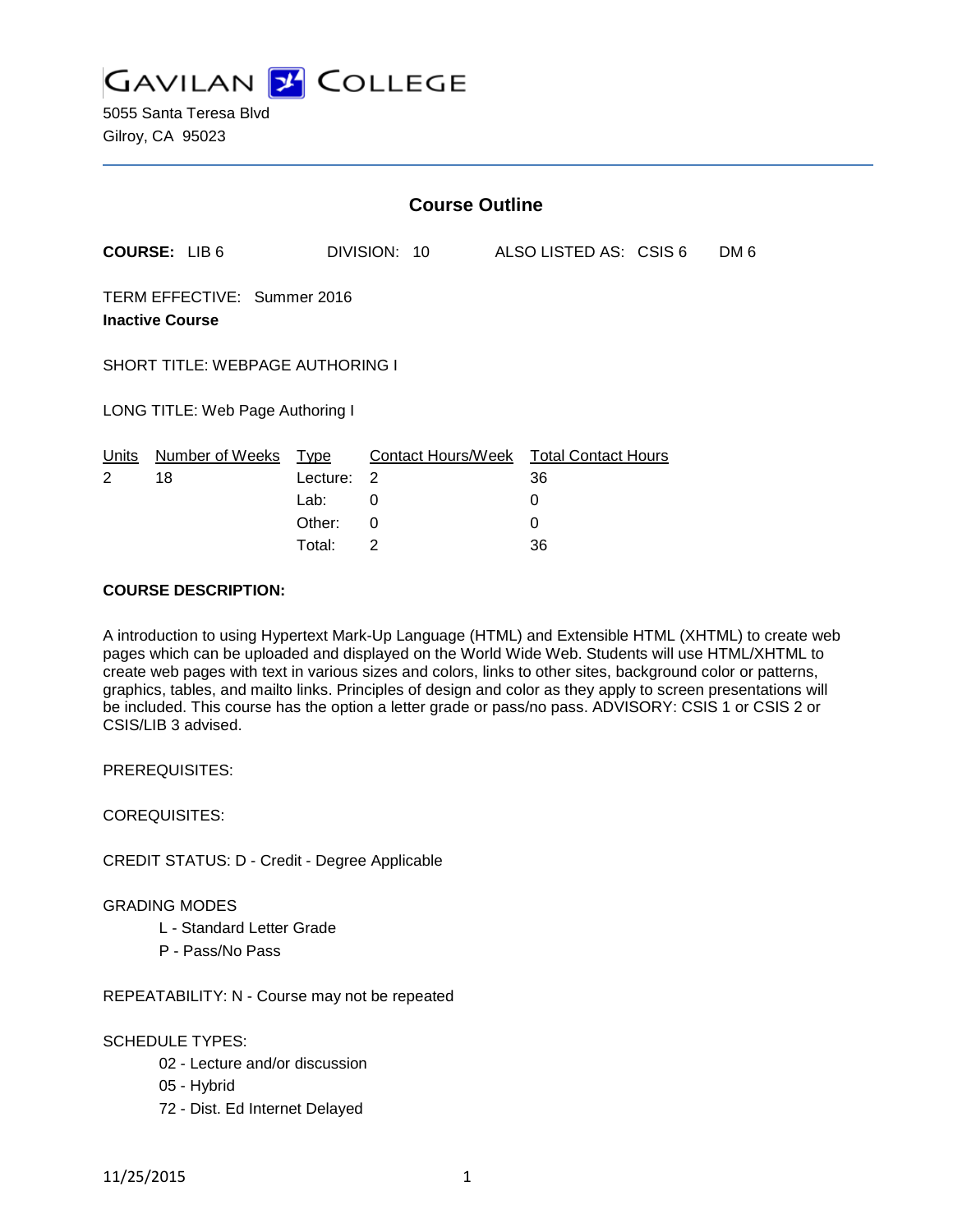# GAVILAN COLLEGE

5055 Santa Teresa Blvd
Gilroy, CA 95023

## Course Outline

**COURSE:** LIB 6 DIVISION: 10 ALSO LISTED AS: CSIS 6 DM 6

TERM EFFECTIVE: Summer 2016
**Inactive Course**

SHORT TITLE: WEBPAGE AUTHORING I

LONG TITLE: Web Page Authoring I

| Units | Number of Weeks | Type | Contact Hours/Week | Total Contact Hours |
|---|---|---|---|---|
| 2 | 18 | Lecture: | 2 | 36 |
| | | Lab: | 0 | 0 |
| | | Other: | 0 | 0 |
| | | Total: | 2 | 36 |

**COURSE DESCRIPTION:**

A introduction to using Hypertext Mark-Up Language (HTML) and Extensible HTML (XHTML) to create web pages which can be uploaded and displayed on the World Wide Web. Students will use HTML/XHTML to create web pages with text in various sizes and colors, links to other sites, background color or patterns, graphics, tables, and mailto links. Principles of design and color as they apply to screen presentations will be included. This course has the option a letter grade or pass/no pass. ADVISORY: CSIS 1 or CSIS 2 or CSIS/LIB 3 advised.

PREREQUISITES:

COREQUISITES:

CREDIT STATUS: D - Credit - Degree Applicable

GRADING MODES

- L - Standard Letter Grade
- P - Pass/No Pass

REPEATABILITY: N - Course may not be repeated

SCHEDULE TYPES:

- 02 - Lecture and/or discussion
- 05 - Hybrid
- 72 - Dist. Ed Internet Delayed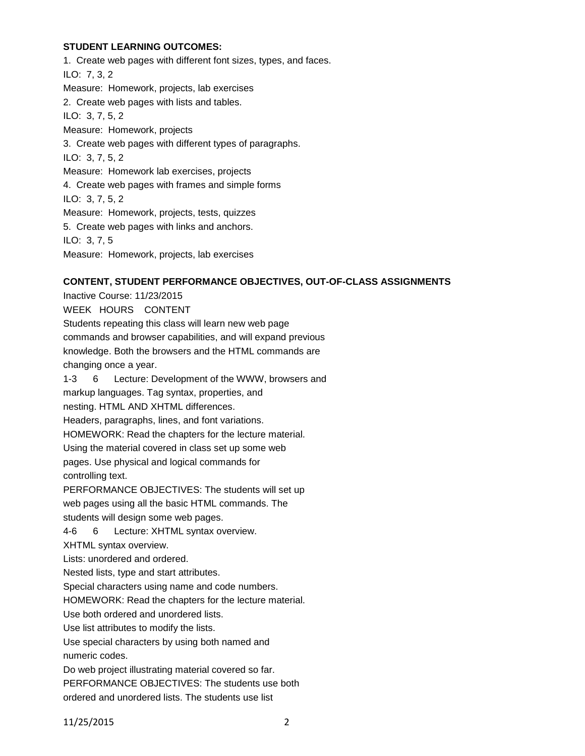**STUDENT LEARNING OUTCOMES:**

1. Create web pages with different font sizes, types, and faces.
ILO: 7, 3, 2
Measure: Homework, projects, lab exercises
2. Create web pages with lists and tables.
ILO: 3, 7, 5, 2
Measure: Homework, projects
3. Create web pages with different types of paragraphs.
ILO: 3, 7, 5, 2
Measure: Homework lab exercises, projects
4. Create web pages with frames and simple forms
ILO: 3, 7, 5, 2
Measure: Homework, projects, tests, quizzes
5. Create web pages with links and anchors.
ILO: 3, 7, 5
Measure: Homework, projects, lab exercises

**CONTENT, STUDENT PERFORMANCE OBJECTIVES, OUT-OF-CLASS ASSIGNMENTS**

Inactive Course: 11/23/2015

WEEK HOURS CONTENT

Students repeating this class will learn new web page commands and browser capabilities, and will expand previous knowledge. Both the browsers and the HTML commands are changing once a year.

1-3 6 Lecture: Development of the WWW, browsers and markup languages. Tag syntax, properties, and nesting. HTML AND XHTML differences.
Headers, paragraphs, lines, and font variations.
HOMEWORK: Read the chapters for the lecture material.
Using the material covered in class set up some web pages. Use physical and logical commands for controlling text.
PERFORMANCE OBJECTIVES: The students will set up web pages using all the basic HTML commands. The students will design some web pages.

4-6 6 Lecture: XHTML syntax overview.
XHTML syntax overview.
Lists: unordered and ordered.
Nested lists, type and start attributes.
Special characters using name and code numbers.
HOMEWORK: Read the chapters for the lecture material.
Use both ordered and unordered lists.
Use list attributes to modify the lists.
Use special characters by using both named and numeric codes.
Do web project illustrating material covered so far.
PERFORMANCE OBJECTIVES: The students use both ordered and unordered lists. The students use list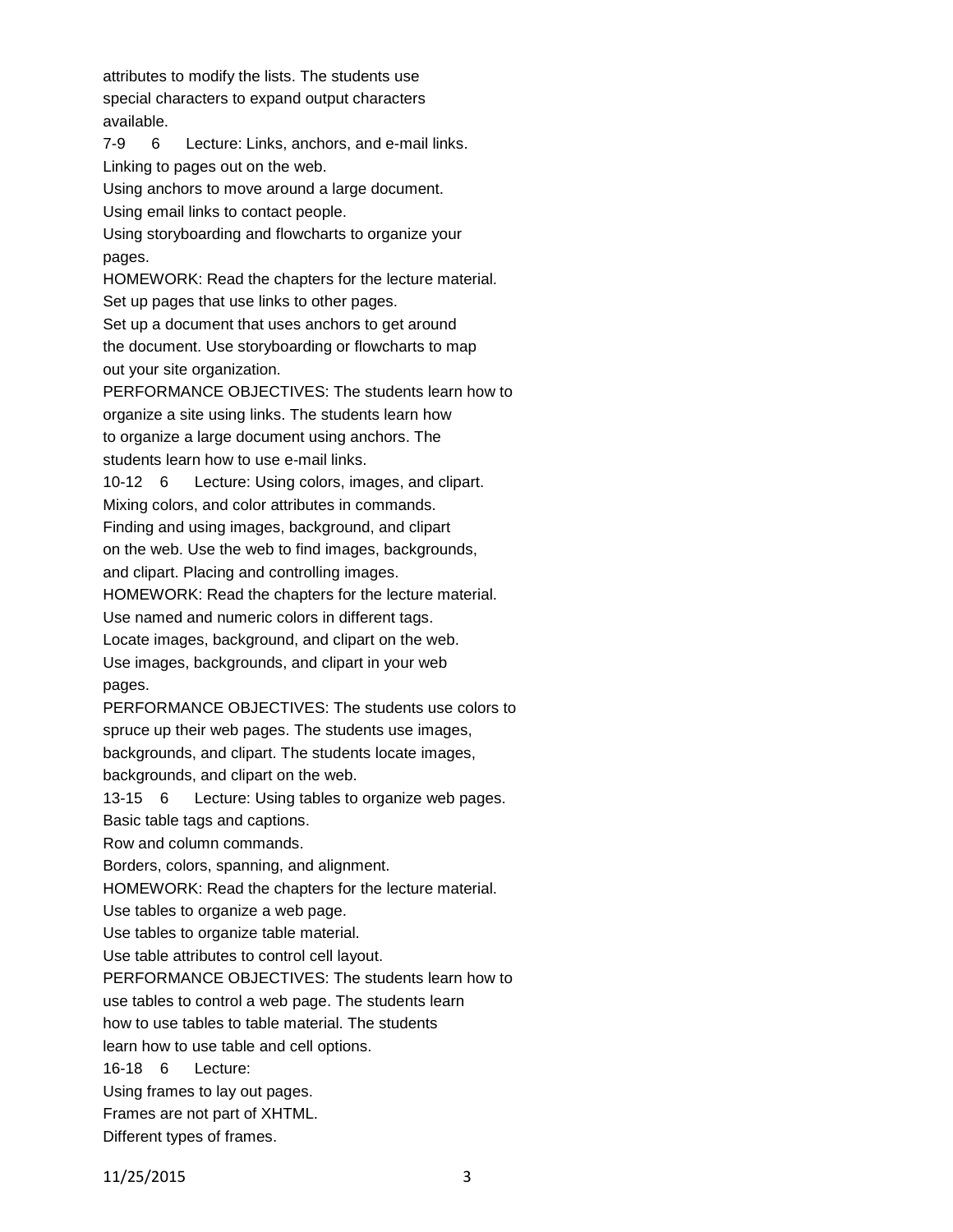attributes to modify the lists. The students use special characters to expand output characters available.

7-9 6 Lecture: Links, anchors, and e-mail links.
Linking to pages out on the web.
Using anchors to move around a large document.
Using email links to contact people.
Using storyboarding and flowcharts to organize your pages.
HOMEWORK: Read the chapters for the lecture material.
Set up pages that use links to other pages.
Set up a document that uses anchors to get around the document. Use storyboarding or flowcharts to map out your site organization.
PERFORMANCE OBJECTIVES: The students learn how to organize a site using links. The students learn how to organize a large document using anchors. The students learn how to use e-mail links.

10-12 6 Lecture: Using colors, images, and clipart.
Mixing colors, and color attributes in commands.
Finding and using images, background, and clipart on the web. Use the web to find images, backgrounds, and clipart. Placing and controlling images.
HOMEWORK: Read the chapters for the lecture material.
Use named and numeric colors in different tags.
Locate images, background, and clipart on the web.
Use images, backgrounds, and clipart in your web pages.
PERFORMANCE OBJECTIVES: The students use colors to spruce up their web pages. The students use images, backgrounds, and clipart. The students locate images, backgrounds, and clipart on the web.

13-15 6 Lecture: Using tables to organize web pages.
Basic table tags and captions.
Row and column commands.
Borders, colors, spanning, and alignment.
HOMEWORK: Read the chapters for the lecture material.
Use tables to organize a web page.
Use tables to organize table material.
Use table attributes to control cell layout.
PERFORMANCE OBJECTIVES: The students learn how to use tables to control a web page. The students learn how to use tables to table material. The students learn how to use table and cell options.

16-18 6 Lecture:
Using frames to lay out pages.
Frames are not part of XHTML.
Different types of frames.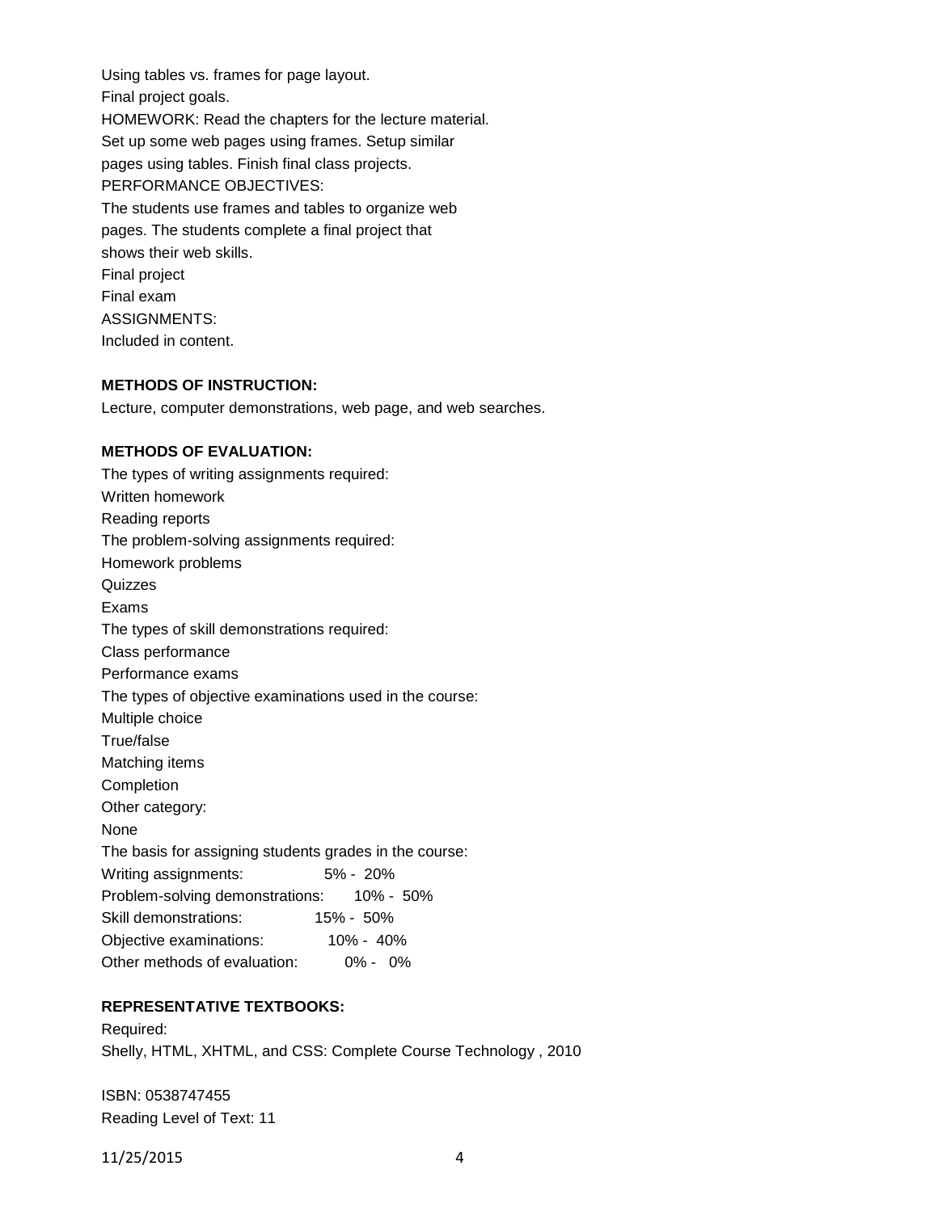Using tables vs. frames for page layout.
Final project goals.
HOMEWORK: Read the chapters for the lecture material.
Set up some web pages using frames. Setup similar
pages using tables. Finish final class projects.
PERFORMANCE OBJECTIVES:
The students use frames and tables to organize web
pages. The students complete a final project that
shows their web skills.
Final project
Final exam
ASSIGNMENTS:
Included in content.

**METHODS OF INSTRUCTION:**

Lecture, computer demonstrations, web page, and web searches.

**METHODS OF EVALUATION:**

The types of writing assignments required:
Written homework
Reading reports
The problem-solving assignments required:
Homework problems
Quizzes
Exams
The types of skill demonstrations required:
Class performance
Performance exams
The types of objective examinations used in the course:
Multiple choice
True/false
Matching items
Completion
Other category:
None
The basis for assigning students grades in the course:

| | |
|---|---|
| Writing assignments: | 5% - 20% |
| Problem-solving demonstrations: | 10% - 50% |
| Skill demonstrations: | 15% - 50% |
| Objective examinations: | 10% - 40% |
| Other methods of evaluation: | 0% - 0% |

**REPRESENTATIVE TEXTBOOKS:**

Required:
Shelly, HTML, XHTML, and CSS: Complete Course Technology , 2010

ISBN: 0538747455
Reading Level of Text: 11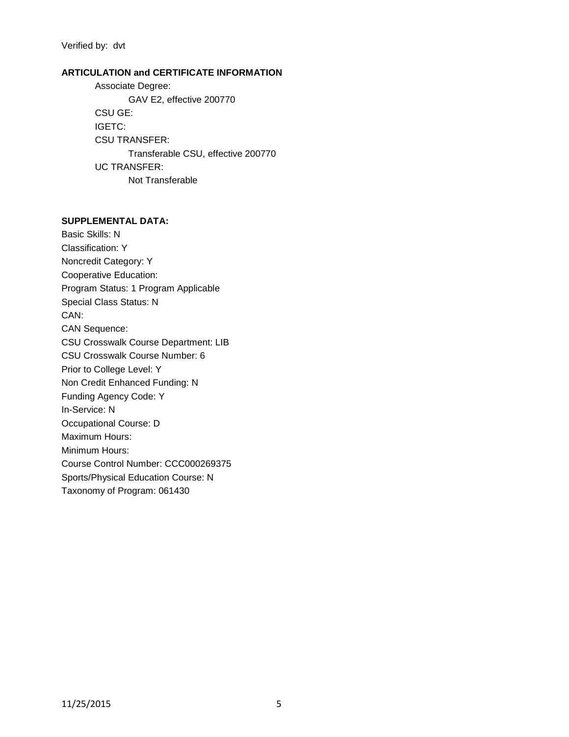Verified by: dvt

**ARTICULATION and CERTIFICATE INFORMATION**

Associate Degree:
- GAV E2, effective 200770

CSU GE:

IGETC:

CSU TRANSFER:
- Transferable CSU, effective 200770

UC TRANSFER:
- Not Transferable

**SUPPLEMENTAL DATA:**

Basic Skills: N
Classification: Y
Noncredit Category: Y
Cooperative Education:
Program Status: 1 Program Applicable
Special Class Status: N
CAN:
CAN Sequence:
CSU Crosswalk Course Department: LIB
CSU Crosswalk Course Number: 6
Prior to College Level: Y
Non Credit Enhanced Funding: N
Funding Agency Code: Y
In-Service: N
Occupational Course: D
Maximum Hours:
Minimum Hours:
Course Control Number: CCC000269375
Sports/Physical Education Course: N
Taxonomy of Program: 061430